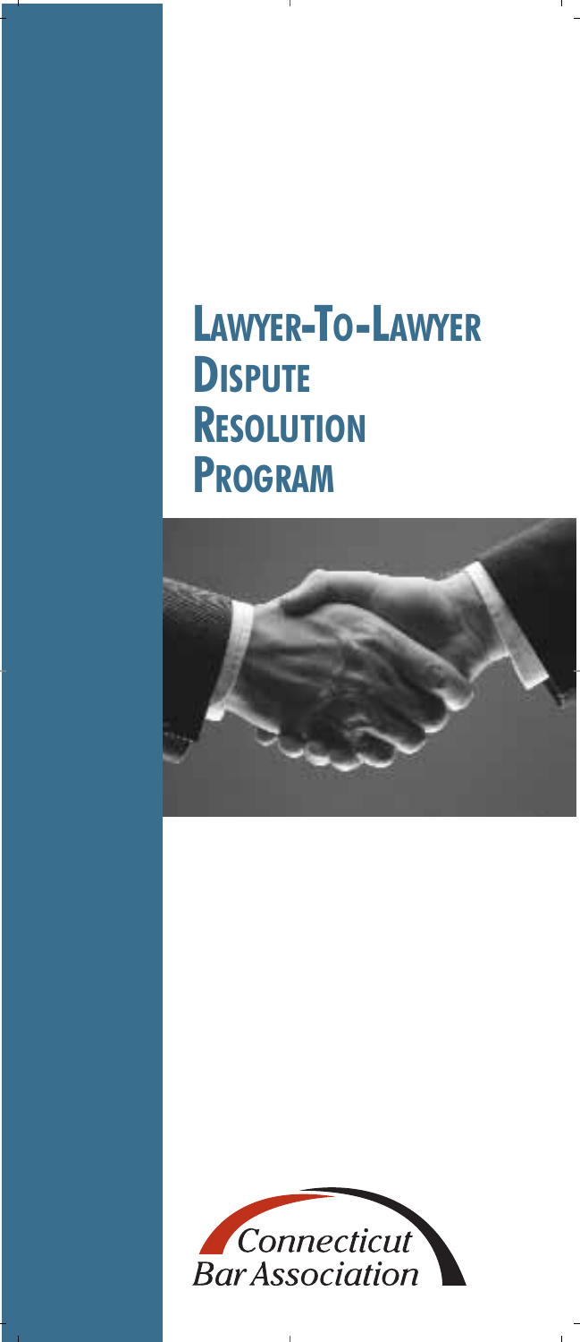# Lawyer-To-Lawyer Dispute Resolution Program

Connecticut Bar Association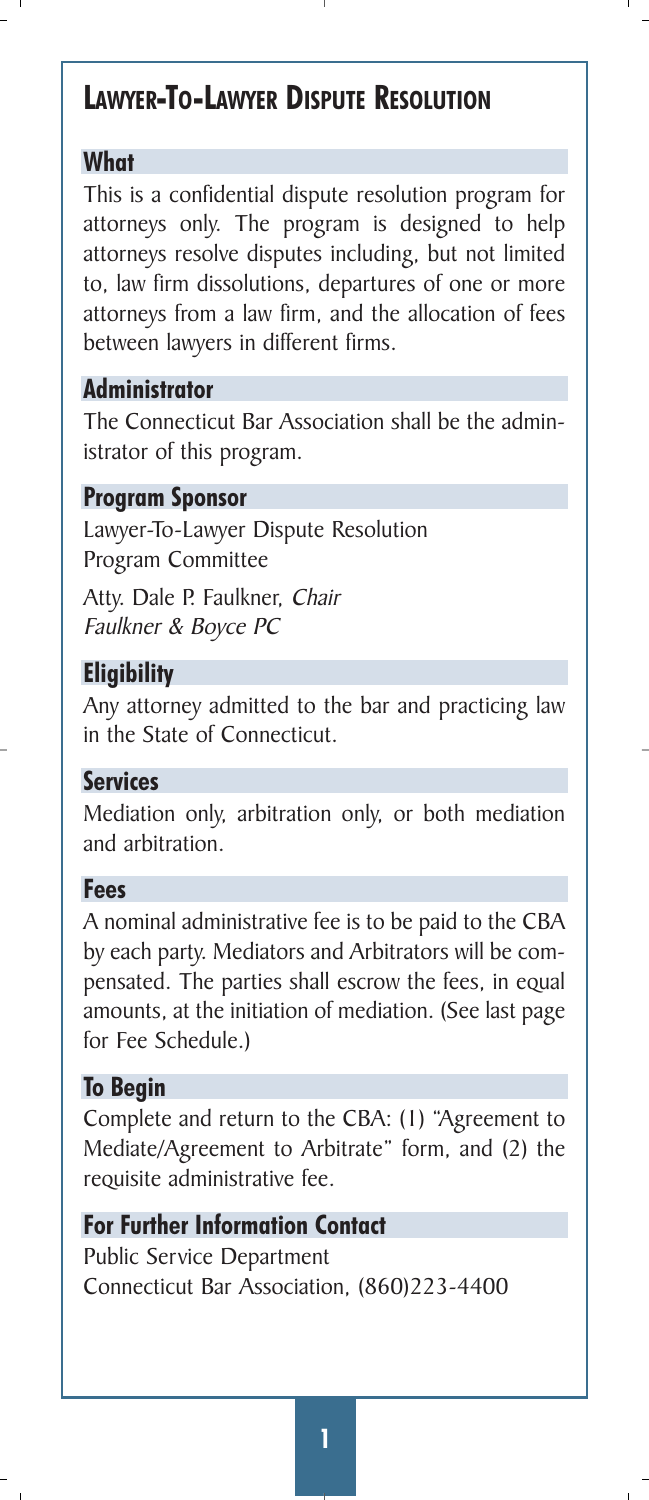# Lawyer-To-Lawyer Dispute Resolution

## What

This is a confidential dispute resolution program for attorneys only. The program is designed to help attorneys resolve disputes including, but not limited to, law firm dissolutions, departures of one or more attorneys from a law firm, and the allocation of fees between lawyers in different firms.

## Administrator

The Connecticut Bar Association shall be the administrator of this program.

## Program Sponsor

Lawyer-To-Lawyer Dispute Resolution Program Committee

Atty. Dale P. Faulkner, *Chair*
*Faulkner & Boyce PC*

## Eligibility

Any attorney admitted to the bar and practicing law in the State of Connecticut.

## Services

Mediation only, arbitration only, or both mediation and arbitration.

## Fees

A nominal administrative fee is to be paid to the CBA by each party. Mediators and Arbitrators will be compensated. The parties shall escrow the fees, in equal amounts, at the initiation of mediation. (See last page for Fee Schedule.)

## To Begin

Complete and return to the CBA: (1) "Agreement to Mediate/Agreement to Arbitrate" form, and (2) the requisite administrative fee.

## For Further Information Contact

Public Service Department
Connecticut Bar Association, (860)223-4400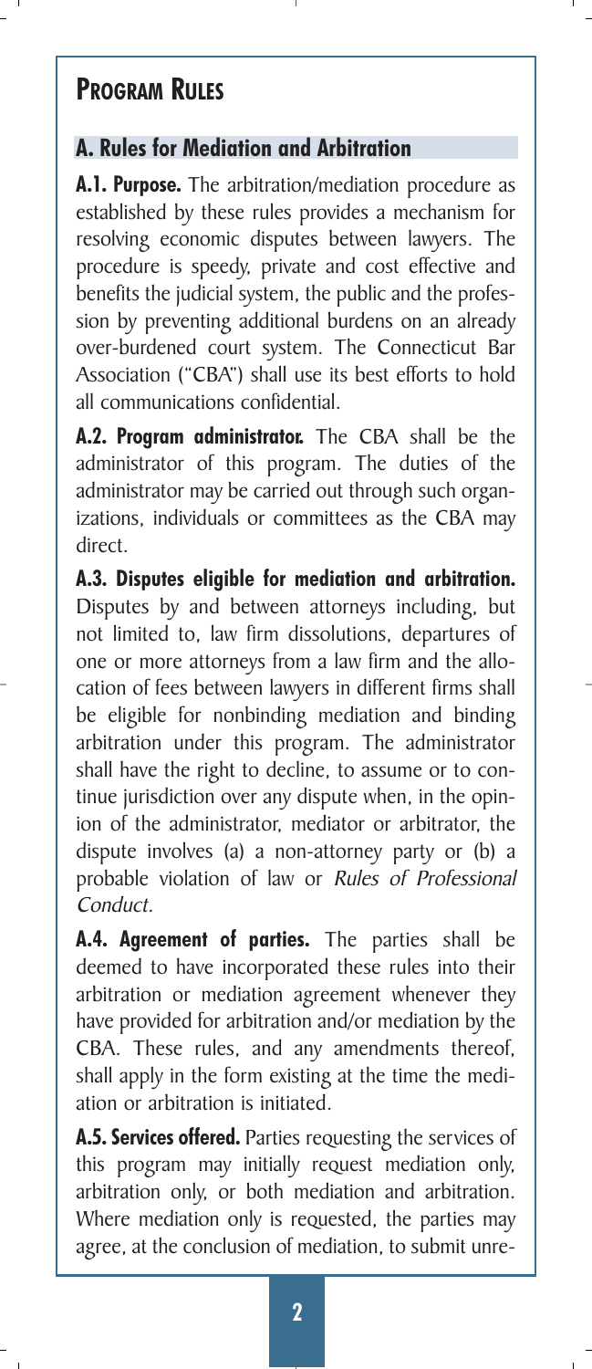# Program Rules

## A. Rules for Mediation and Arbitration

**A.1. Purpose.** The arbitration/mediation procedure as established by these rules provides a mechanism for resolving economic disputes between lawyers. The procedure is speedy, private and cost effective and benefits the judicial system, the public and the profession by preventing additional burdens on an already over-burdened court system. The Connecticut Bar Association ("CBA") shall use its best efforts to hold all communications confidential.

**A.2. Program administrator.** The CBA shall be the administrator of this program. The duties of the administrator may be carried out through such organizations, individuals or committees as the CBA may direct.

**A.3. Disputes eligible for mediation and arbitration.** Disputes by and between attorneys including, but not limited to, law firm dissolutions, departures of one or more attorneys from a law firm and the allocation of fees between lawyers in different firms shall be eligible for nonbinding mediation and binding arbitration under this program. The administrator shall have the right to decline, to assume or to continue jurisdiction over any dispute when, in the opinion of the administrator, mediator or arbitrator, the dispute involves (a) a non-attorney party or (b) a probable violation of law or *Rules of Professional Conduct.*

**A.4. Agreement of parties.** The parties shall be deemed to have incorporated these rules into their arbitration or mediation agreement whenever they have provided for arbitration and/or mediation by the CBA. These rules, and any amendments thereof, shall apply in the form existing at the time the mediation or arbitration is initiated.

**A.5. Services offered.** Parties requesting the services of this program may initially request mediation only, arbitration only, or both mediation and arbitration. Where mediation only is requested, the parties may agree, at the conclusion of mediation, to submit unre-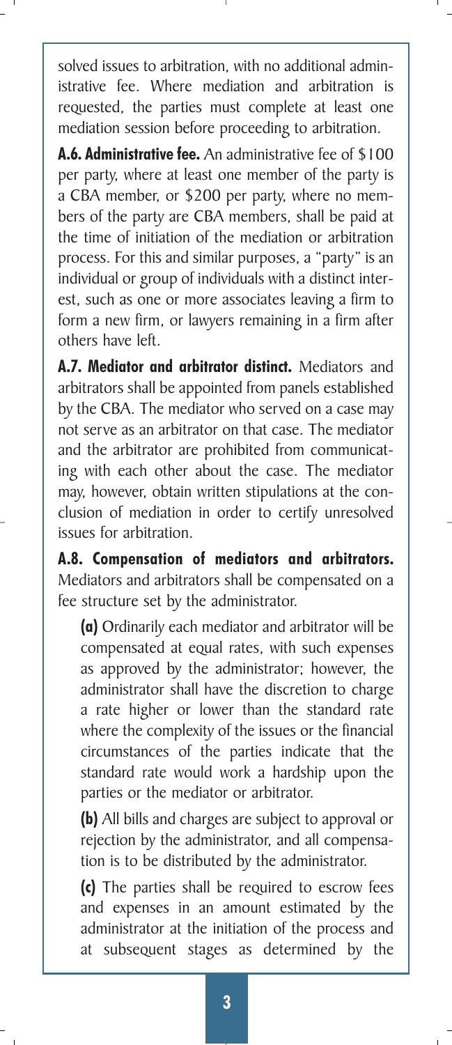solved issues to arbitration, with no additional administrative fee. Where mediation and arbitration is requested, the parties must complete at least one mediation session before proceeding to arbitration.

**A.6. Administrative fee.** An administrative fee of $100 per party, where at least one member of the party is a CBA member, or $200 per party, where no members of the party are CBA members, shall be paid at the time of initiation of the mediation or arbitration process. For this and similar purposes, a "party" is an individual or group of individuals with a distinct interest, such as one or more associates leaving a firm to form a new firm, or lawyers remaining in a firm after others have left.

**A.7. Mediator and arbitrator distinct.** Mediators and arbitrators shall be appointed from panels established by the CBA. The mediator who served on a case may not serve as an arbitrator on that case. The mediator and the arbitrator are prohibited from communicating with each other about the case. The mediator may, however, obtain written stipulations at the conclusion of mediation in order to certify unresolved issues for arbitration.

**A.8. Compensation of mediators and arbitrators.** Mediators and arbitrators shall be compensated on a fee structure set by the administrator.

**(a)** Ordinarily each mediator and arbitrator will be compensated at equal rates, with such expenses as approved by the administrator; however, the administrator shall have the discretion to charge a rate higher or lower than the standard rate where the complexity of the issues or the financial circumstances of the parties indicate that the standard rate would work a hardship upon the parties or the mediator or arbitrator.

**(b)** All bills and charges are subject to approval or rejection by the administrator, and all compensation is to be distributed by the administrator.

**(c)** The parties shall be required to escrow fees and expenses in an amount estimated by the administrator at the initiation of the process and at subsequent stages as determined by the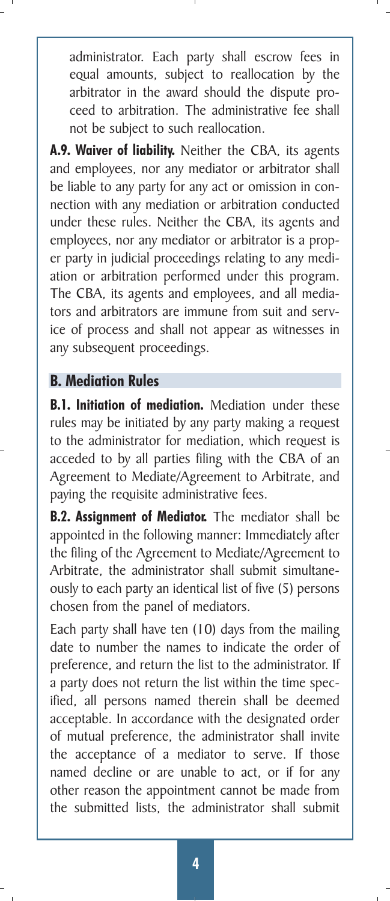administrator. Each party shall escrow fees in equal amounts, subject to reallocation by the arbitrator in the award should the dispute proceed to arbitration. The administrative fee shall not be subject to such reallocation.

**A.9. Waiver of liability.** Neither the CBA, its agents and employees, nor any mediator or arbitrator shall be liable to any party for any act or omission in connection with any mediation or arbitration conducted under these rules. Neither the CBA, its agents and employees, nor any mediator or arbitrator is a proper party in judicial proceedings relating to any mediation or arbitration performed under this program. The CBA, its agents and employees, and all mediators and arbitrators are immune from suit and service of process and shall not appear as witnesses in any subsequent proceedings.

## B. Mediation Rules

**B.1. Initiation of mediation.** Mediation under these rules may be initiated by any party making a request to the administrator for mediation, which request is acceded to by all parties filing with the CBA of an Agreement to Mediate/Agreement to Arbitrate, and paying the requisite administrative fees.

**B.2. Assignment of Mediator.** The mediator shall be appointed in the following manner: Immediately after the filing of the Agreement to Mediate/Agreement to Arbitrate, the administrator shall submit simultaneously to each party an identical list of five (5) persons chosen from the panel of mediators.

Each party shall have ten (10) days from the mailing date to number the names to indicate the order of preference, and return the list to the administrator. If a party does not return the list within the time specified, all persons named therein shall be deemed acceptable. In accordance with the designated order of mutual preference, the administrator shall invite the acceptance of a mediator to serve. If those named decline or are unable to act, or if for any other reason the appointment cannot be made from the submitted lists, the administrator shall submit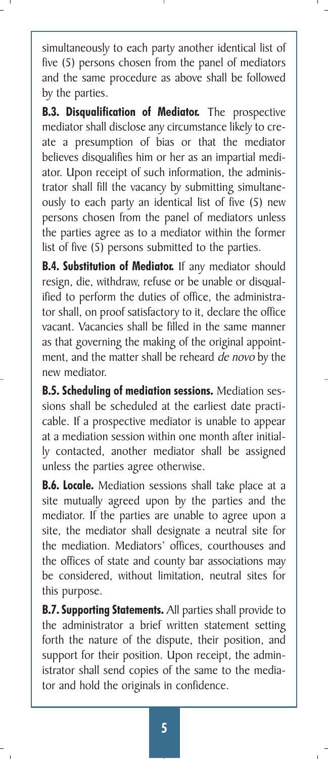simultaneously to each party another identical list of five (5) persons chosen from the panel of mediators and the same procedure as above shall be followed by the parties.

**B.3. Disqualification of Mediator.** The prospective mediator shall disclose any circumstance likely to create a presumption of bias or that the mediator believes disqualifies him or her as an impartial mediator. Upon receipt of such information, the administrator shall fill the vacancy by submitting simultaneously to each party an identical list of five (5) new persons chosen from the panel of mediators unless the parties agree as to a mediator within the former list of five (5) persons submitted to the parties.

**B.4. Substitution of Mediator.** If any mediator should resign, die, withdraw, refuse or be unable or disqualified to perform the duties of office, the administrator shall, on proof satisfactory to it, declare the office vacant. Vacancies shall be filled in the same manner as that governing the making of the original appointment, and the matter shall be reheard *de novo* by the new mediator.

**B.5. Scheduling of mediation sessions.** Mediation sessions shall be scheduled at the earliest date practicable. If a prospective mediator is unable to appear at a mediation session within one month after initially contacted, another mediator shall be assigned unless the parties agree otherwise.

**B.6. Locale.** Mediation sessions shall take place at a site mutually agreed upon by the parties and the mediator. If the parties are unable to agree upon a site, the mediator shall designate a neutral site for the mediation. Mediators' offices, courthouses and the offices of state and county bar associations may be considered, without limitation, neutral sites for this purpose.

**B.7. Supporting Statements.** All parties shall provide to the administrator a brief written statement setting forth the nature of the dispute, their position, and support for their position. Upon receipt, the administrator shall send copies of the same to the mediator and hold the originals in confidence.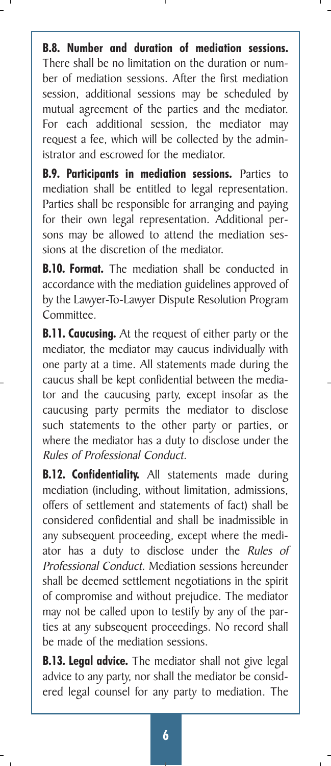**B.8. Number and duration of mediation sessions.** There shall be no limitation on the duration or number of mediation sessions. After the first mediation session, additional sessions may be scheduled by mutual agreement of the parties and the mediator. For each additional session, the mediator may request a fee, which will be collected by the administrator and escrowed for the mediator.

**B.9. Participants in mediation sessions.** Parties to mediation shall be entitled to legal representation. Parties shall be responsible for arranging and paying for their own legal representation. Additional persons may be allowed to attend the mediation sessions at the discretion of the mediator.

**B.10. Format.** The mediation shall be conducted in accordance with the mediation guidelines approved of by the Lawyer-To-Lawyer Dispute Resolution Program Committee.

**B.11. Caucusing.** At the request of either party or the mediator, the mediator may caucus individually with one party at a time. All statements made during the caucus shall be kept confidential between the mediator and the caucusing party, except insofar as the caucusing party permits the mediator to disclose such statements to the other party or parties, or where the mediator has a duty to disclose under the *Rules of Professional Conduct.*

**B.12. Confidentiality.** All statements made during mediation (including, without limitation, admissions, offers of settlement and statements of fact) shall be considered confidential and shall be inadmissible in any subsequent proceeding, except where the mediator has a duty to disclose under the *Rules of Professional Conduct*. Mediation sessions hereunder shall be deemed settlement negotiations in the spirit of compromise and without prejudice. The mediator may not be called upon to testify by any of the parties at any subsequent proceedings. No record shall be made of the mediation sessions.

**B.13. Legal advice.** The mediator shall not give legal advice to any party, nor shall the mediator be considered legal counsel for any party to mediation. The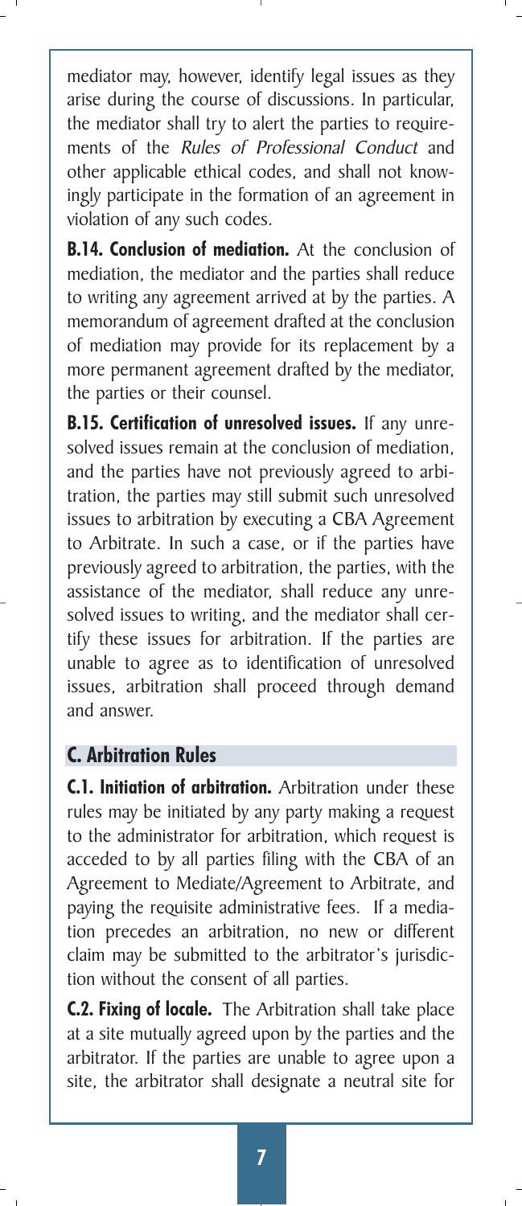mediator may, however, identify legal issues as they arise during the course of discussions. In particular, the mediator shall try to alert the parties to requirements of the *Rules of Professional Conduct* and other applicable ethical codes, and shall not knowingly participate in the formation of an agreement in violation of any such codes.

**B.14. Conclusion of mediation.** At the conclusion of mediation, the mediator and the parties shall reduce to writing any agreement arrived at by the parties. A memorandum of agreement drafted at the conclusion of mediation may provide for its replacement by a more permanent agreement drafted by the mediator, the parties or their counsel.

**B.15. Certification of unresolved issues.** If any unresolved issues remain at the conclusion of mediation, and the parties have not previously agreed to arbitration, the parties may still submit such unresolved issues to arbitration by executing a CBA Agreement to Arbitrate. In such a case, or if the parties have previously agreed to arbitration, the parties, with the assistance of the mediator, shall reduce any unresolved issues to writing, and the mediator shall certify these issues for arbitration. If the parties are unable to agree as to identification of unresolved issues, arbitration shall proceed through demand and answer.

## C. Arbitration Rules

**C.1. Initiation of arbitration.** Arbitration under these rules may be initiated by any party making a request to the administrator for arbitration, which request is acceded to by all parties filing with the CBA of an Agreement to Mediate/Agreement to Arbitrate, and paying the requisite administrative fees. If a mediation precedes an arbitration, no new or different claim may be submitted to the arbitrator's jurisdiction without the consent of all parties.

**C.2. Fixing of locale.** The Arbitration shall take place at a site mutually agreed upon by the parties and the arbitrator. If the parties are unable to agree upon a site, the arbitrator shall designate a neutral site for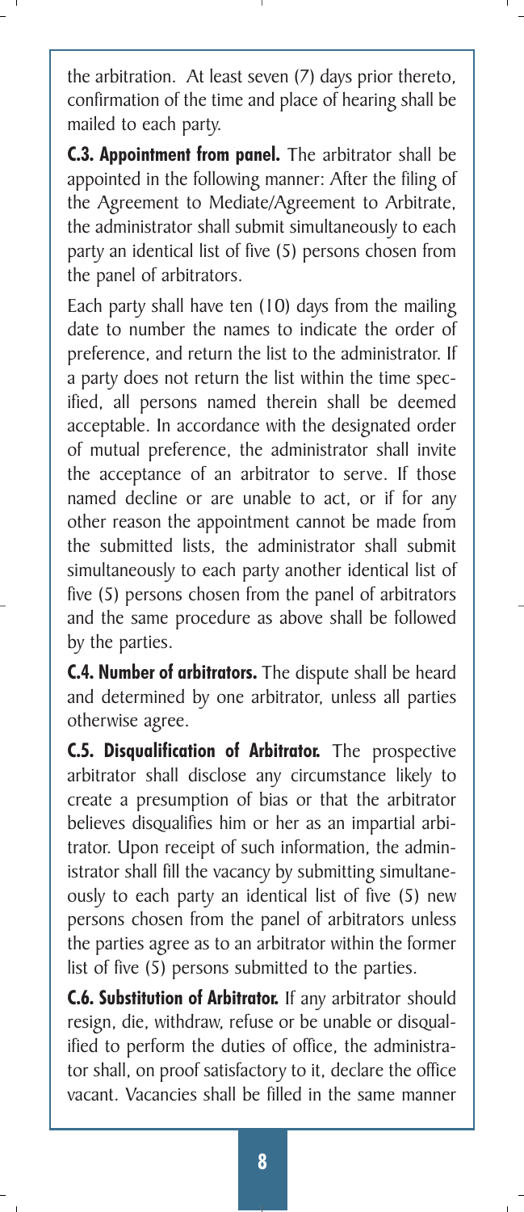the arbitration. At least seven (7) days prior thereto, confirmation of the time and place of hearing shall be mailed to each party.

**C.3. Appointment from panel.** The arbitrator shall be appointed in the following manner: After the filing of the Agreement to Mediate/Agreement to Arbitrate, the administrator shall submit simultaneously to each party an identical list of five (5) persons chosen from the panel of arbitrators.

Each party shall have ten (10) days from the mailing date to number the names to indicate the order of preference, and return the list to the administrator. If a party does not return the list within the time specified, all persons named therein shall be deemed acceptable. In accordance with the designated order of mutual preference, the administrator shall invite the acceptance of an arbitrator to serve. If those named decline or are unable to act, or if for any other reason the appointment cannot be made from the submitted lists, the administrator shall submit simultaneously to each party another identical list of five (5) persons chosen from the panel of arbitrators and the same procedure as above shall be followed by the parties.

**C.4. Number of arbitrators.** The dispute shall be heard and determined by one arbitrator, unless all parties otherwise agree.

**C.5. Disqualification of Arbitrator.** The prospective arbitrator shall disclose any circumstance likely to create a presumption of bias or that the arbitrator believes disqualifies him or her as an impartial arbitrator. Upon receipt of such information, the administrator shall fill the vacancy by submitting simultaneously to each party an identical list of five (5) new persons chosen from the panel of arbitrators unless the parties agree as to an arbitrator within the former list of five (5) persons submitted to the parties.

**C.6. Substitution of Arbitrator.** If any arbitrator should resign, die, withdraw, refuse or be unable or disqualified to perform the duties of office, the administrator shall, on proof satisfactory to it, declare the office vacant. Vacancies shall be filled in the same manner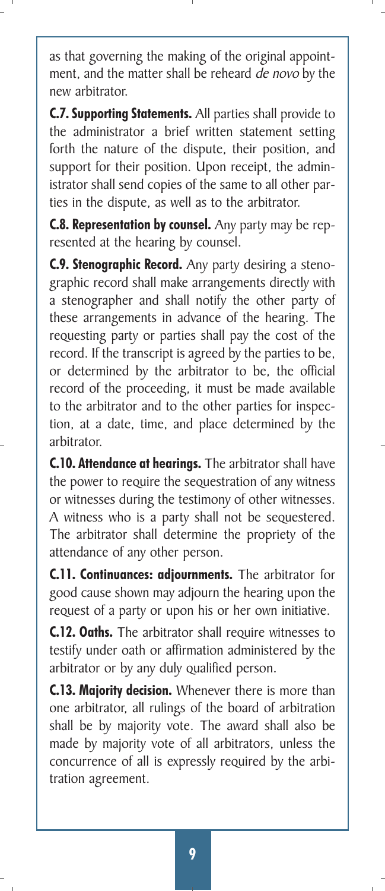as that governing the making of the original appointment, and the matter shall be reheard *de novo* by the new arbitrator.

**C.7. Supporting Statements.** All parties shall provide to the administrator a brief written statement setting forth the nature of the dispute, their position, and support for their position. Upon receipt, the administrator shall send copies of the same to all other parties in the dispute, as well as to the arbitrator.

**C.8. Representation by counsel.** Any party may be represented at the hearing by counsel.

**C.9. Stenographic Record.** Any party desiring a stenographic record shall make arrangements directly with a stenographer and shall notify the other party of these arrangements in advance of the hearing. The requesting party or parties shall pay the cost of the record. If the transcript is agreed by the parties to be, or determined by the arbitrator to be, the official record of the proceeding, it must be made available to the arbitrator and to the other parties for inspection, at a date, time, and place determined by the arbitrator.

**C.10. Attendance at hearings.** The arbitrator shall have the power to require the sequestration of any witness or witnesses during the testimony of other witnesses. A witness who is a party shall not be sequestered. The arbitrator shall determine the propriety of the attendance of any other person.

**C.11. Continuances: adjournments.** The arbitrator for good cause shown may adjourn the hearing upon the request of a party or upon his or her own initiative.

**C.12. Oaths.** The arbitrator shall require witnesses to testify under oath or affirmation administered by the arbitrator or by any duly qualified person.

**C.13. Majority decision.** Whenever there is more than one arbitrator, all rulings of the board of arbitration shall be by majority vote. The award shall also be made by majority vote of all arbitrators, unless the concurrence of all is expressly required by the arbitration agreement.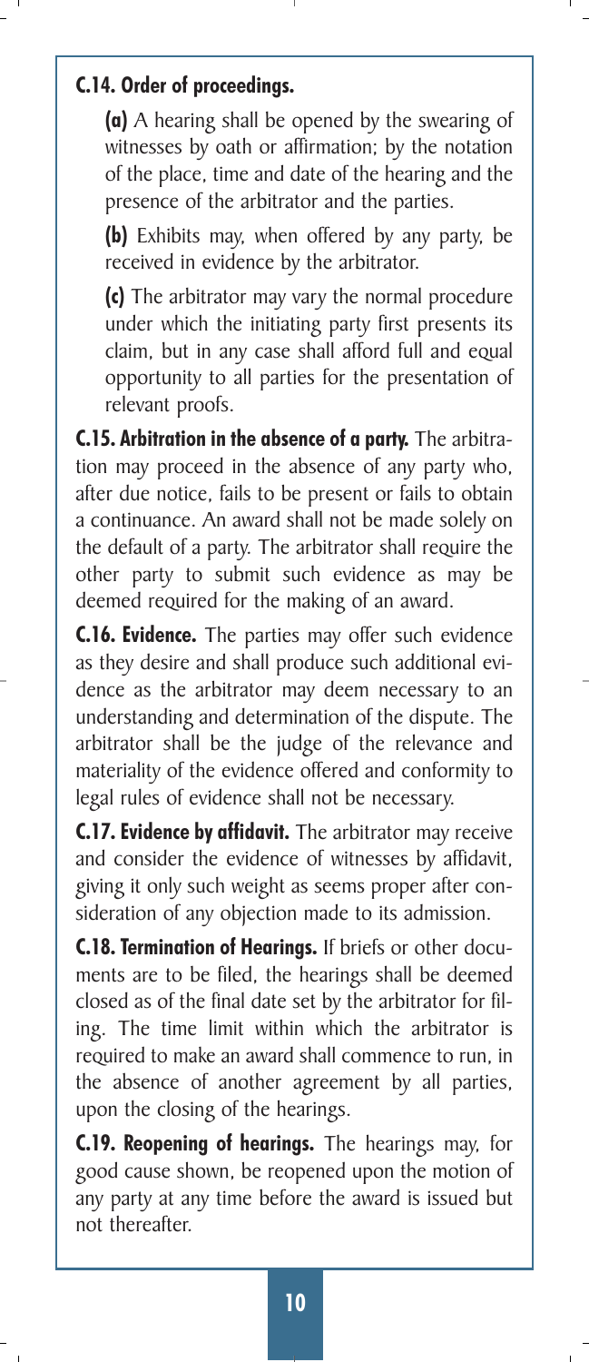**C.14. Order of proceedings.**

**(a)** A hearing shall be opened by the swearing of witnesses by oath or affirmation; by the notation of the place, time and date of the hearing and the presence of the arbitrator and the parties.

**(b)** Exhibits may, when offered by any party, be received in evidence by the arbitrator.

**(c)** The arbitrator may vary the normal procedure under which the initiating party first presents its claim, but in any case shall afford full and equal opportunity to all parties for the presentation of relevant proofs.

**C.15. Arbitration in the absence of a party.** The arbitration may proceed in the absence of any party who, after due notice, fails to be present or fails to obtain a continuance. An award shall not be made solely on the default of a party. The arbitrator shall require the other party to submit such evidence as may be deemed required for the making of an award.

**C.16. Evidence.** The parties may offer such evidence as they desire and shall produce such additional evidence as the arbitrator may deem necessary to an understanding and determination of the dispute. The arbitrator shall be the judge of the relevance and materiality of the evidence offered and conformity to legal rules of evidence shall not be necessary.

**C.17. Evidence by affidavit.** The arbitrator may receive and consider the evidence of witnesses by affidavit, giving it only such weight as seems proper after consideration of any objection made to its admission.

**C.18. Termination of Hearings.** If briefs or other documents are to be filed, the hearings shall be deemed closed as of the final date set by the arbitrator for filing. The time limit within which the arbitrator is required to make an award shall commence to run, in the absence of another agreement by all parties, upon the closing of the hearings.

**C.19. Reopening of hearings.** The hearings may, for good cause shown, be reopened upon the motion of any party at any time before the award is issued but not thereafter.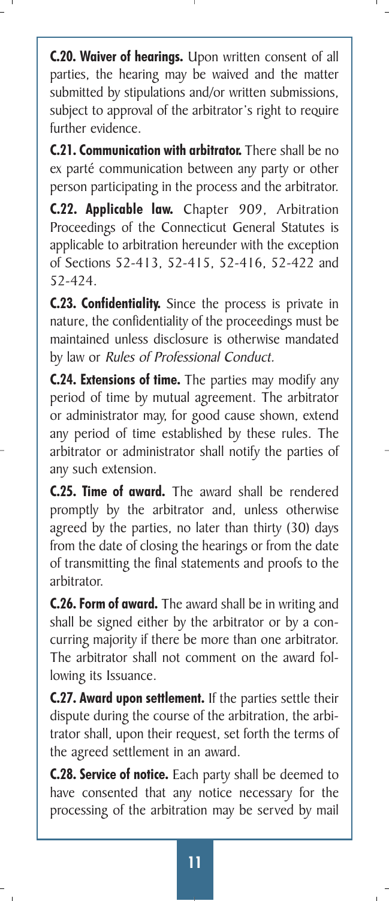**C.20. Waiver of hearings.** Upon written consent of all parties, the hearing may be waived and the matter submitted by stipulations and/or written submissions, subject to approval of the arbitrator's right to require further evidence.

**C.21. Communication with arbitrator.** There shall be no ex parté communication between any party or other person participating in the process and the arbitrator.

**C.22. Applicable law.** Chapter 909, Arbitration Proceedings of the Connecticut General Statutes is applicable to arbitration hereunder with the exception of Sections 52-413, 52-415, 52-416, 52-422 and 52-424.

**C.23. Confidentiality.** Since the process is private in nature, the confidentiality of the proceedings must be maintained unless disclosure is otherwise mandated by law or *Rules of Professional Conduct.*

**C.24. Extensions of time.** The parties may modify any period of time by mutual agreement. The arbitrator or administrator may, for good cause shown, extend any period of time established by these rules. The arbitrator or administrator shall notify the parties of any such extension.

**C.25. Time of award.** The award shall be rendered promptly by the arbitrator and, unless otherwise agreed by the parties, no later than thirty (30) days from the date of closing the hearings or from the date of transmitting the final statements and proofs to the arbitrator.

**C.26. Form of award.** The award shall be in writing and shall be signed either by the arbitrator or by a concurring majority if there be more than one arbitrator. The arbitrator shall not comment on the award following its Issuance.

**C.27. Award upon settlement.** If the parties settle their dispute during the course of the arbitration, the arbitrator shall, upon their request, set forth the terms of the agreed settlement in an award.

**C.28. Service of notice.** Each party shall be deemed to have consented that any notice necessary for the processing of the arbitration may be served by mail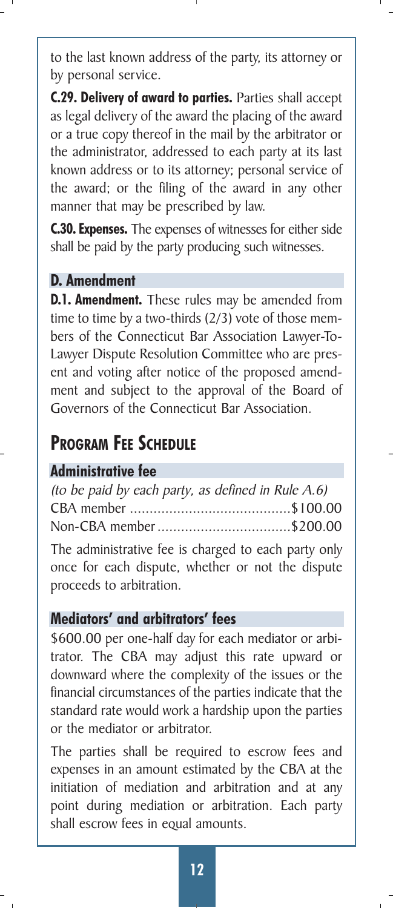to the last known address of the party, its attorney or by personal service.

**C.29. Delivery of award to parties.** Parties shall accept as legal delivery of the award the placing of the award or a true copy thereof in the mail by the arbitrator or the administrator, addressed to each party at its last known address or to its attorney; personal service of the award; or the filing of the award in any other manner that may be prescribed by law.

**C.30. Expenses.** The expenses of witnesses for either side shall be paid by the party producing such witnesses.

### D. Amendment

**D.1. Amendment.** These rules may be amended from time to time by a two-thirds (2/3) vote of those members of the Connecticut Bar Association Lawyer-To-Lawyer Dispute Resolution Committee who are present and voting after notice of the proposed amendment and subject to the approval of the Board of Governors of the Connecticut Bar Association.

## Program Fee Schedule

### Administrative fee

*(to be paid by each party, as defined in Rule A.6)*

CBA member .........................................\$100.00

Non-CBA member .................................\$200.00

The administrative fee is charged to each party only once for each dispute, whether or not the dispute proceeds to arbitration.

### Mediators' and arbitrators' fees

\$600.00 per one-half day for each mediator or arbitrator. The CBA may adjust this rate upward or downward where the complexity of the issues or the financial circumstances of the parties indicate that the standard rate would work a hardship upon the parties or the mediator or arbitrator.

The parties shall be required to escrow fees and expenses in an amount estimated by the CBA at the initiation of mediation and arbitration and at any point during mediation or arbitration. Each party shall escrow fees in equal amounts.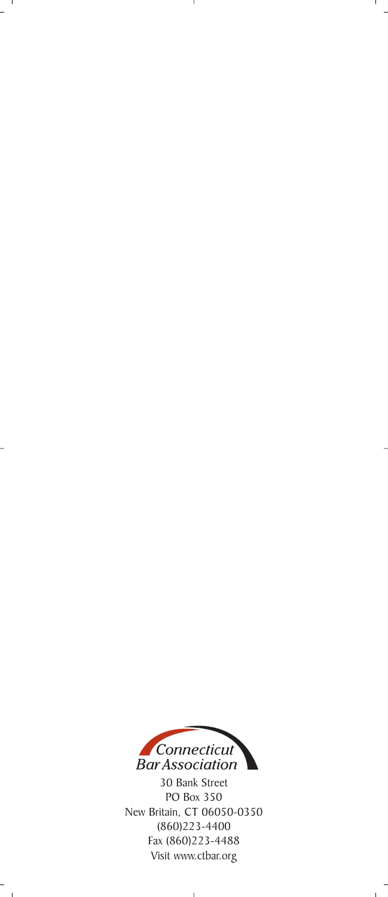Connecticut Bar Association

30 Bank Street
PO Box 350
New Britain, CT 06050-0350
(860)223-4400
Fax (860)223-4488
Visit www.ctbar.org